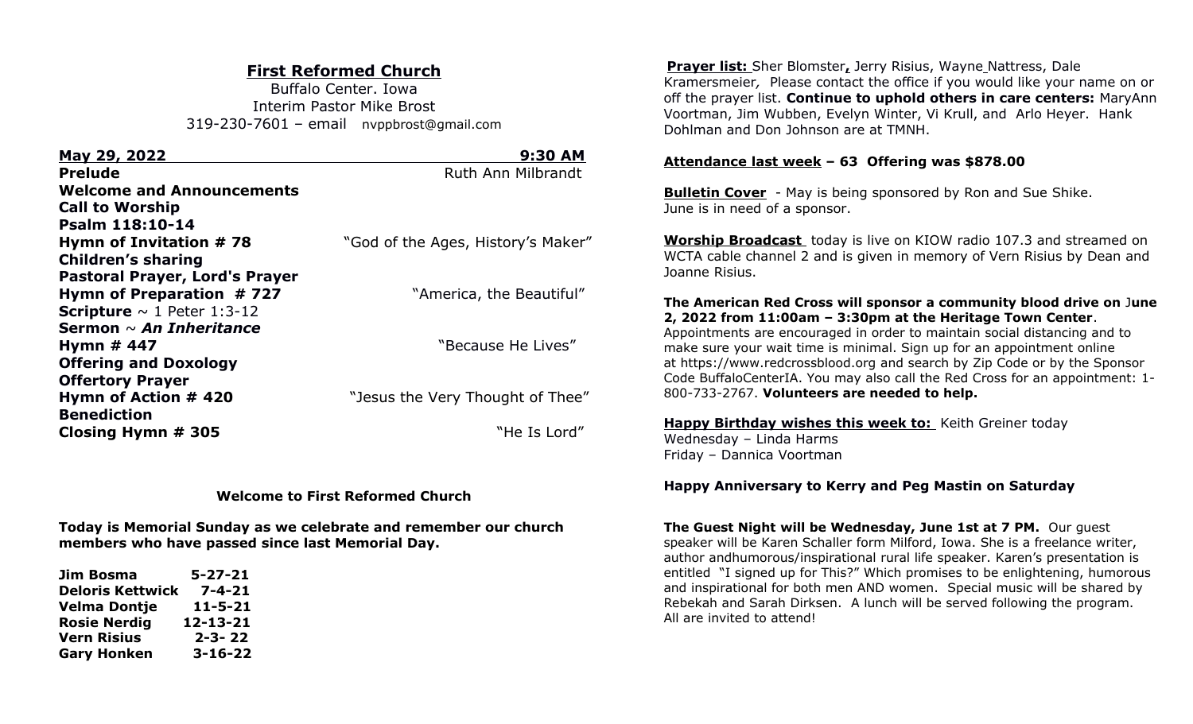# First Reformed Church

Buffalo Center. Iowa
Interim Pastor Mike Brost
319-230-7601 – email nvppbrost@gmail.com

**May 29, 2022** **9:30 AM**

**Prelude** Ruth Ann Milbrandt
**Welcome and Announcements**
**Call to Worship**
**Psalm 118:10-14**
**Hymn of Invitation # 78** "God of the Ages, History's Maker"
**Children's sharing**
**Pastoral Prayer, Lord's Prayer**
**Hymn of Preparation # 727** "America, the Beautiful"
**Scripture** ~ 1 Peter 1:3-12
**Sermon** ~ ***An Inheritance***
**Hymn # 447** "Because He Lives"
**Offering and Doxology**
**Offertory Prayer**
**Hymn of Action # 420** "Jesus the Very Thought of Thee"
**Benediction**
**Closing Hymn # 305** "He Is Lord"

**Welcome to First Reformed Church**

**Today is Memorial Sunday as we celebrate and remember our church members who have passed since last Memorial Day.**

| | |
|---|---|
| **Jim Bosma** | **5-27-21** |
| **Deloris Kettwick** | **7-4-21** |
| **Velma Dontje** | **11-5-21** |
| **Rosie Nerdig** | **12-13-21** |
| **Vern Risius** | **2-3- 22** |
| **Gary Honken** | **3-16-22** |

**Prayer list:** Sher Blomster, Jerry Risius, Wayne Nattress, Dale Kramersmeier, Please contact the office if you would like your name on or off the prayer list. **Continue to uphold others in care centers:** MaryAnn Voortman, Jim Wubben, Evelyn Winter, Vi Krull, and Arlo Heyer. Hank Dohlman and Don Johnson are at TMNH.

**Attendance last week – 63 Offering was $878.00**

**Bulletin Cover** - May is being sponsored by Ron and Sue Shike. June is in need of a sponsor.

**Worship Broadcast** today is live on KIOW radio 107.3 and streamed on WCTA cable channel 2 and is given in memory of Vern Risius by Dean and Joanne Risius.

**The American Red Cross will sponsor a community blood drive on June 2, 2022 from 11:00am – 3:30pm at the Heritage Town Center**. Appointments are encouraged in order to maintain social distancing and to make sure your wait time is minimal. Sign up for an appointment online at https://www.redcrossblood.org and search by Zip Code or by the Sponsor Code BuffaloCenterIA. You may also call the Red Cross for an appointment: 1-800-733-2767. **Volunteers are needed to help.**

**Happy Birthday wishes this week to:** Keith Greiner today
Wednesday – Linda Harms
Friday – Dannica Voortman

**Happy Anniversary to Kerry and Peg Mastin on Saturday**

**The Guest Night will be Wednesday, June 1st at 7 PM.** Our guest speaker will be Karen Schaller form Milford, Iowa. She is a freelance writer, author andhumorous/inspirational rural life speaker. Karen's presentation is entitled "I signed up for This?" Which promises to be enlightening, humorous and inspirational for both men AND women. Special music will be shared by Rebekah and Sarah Dirksen. A lunch will be served following the program. All are invited to attend!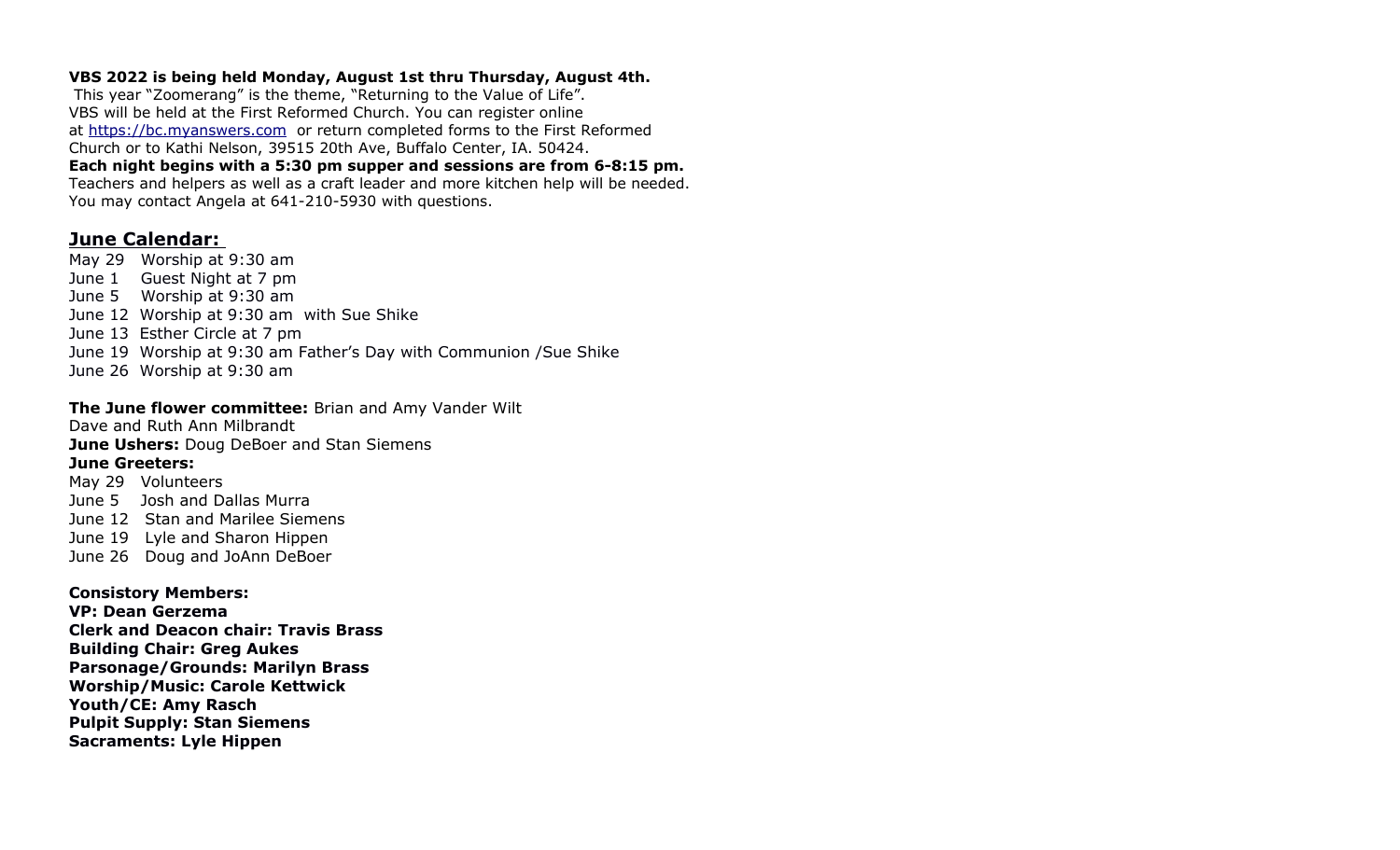**VBS 2022 is being held Monday, August 1st thru Thursday, August 4th.**
This year "Zoomerang" is the theme, "Returning to the Value of Life".
VBS will be held at the First Reformed Church. You can register online at https://bc.myanswers.com or return completed forms to the First Reformed Church or to Kathi Nelson, 39515 20th Ave, Buffalo Center, IA. 50424.
**Each night begins with a 5:30 pm supper and sessions are from 6-8:15 pm.**
Teachers and helpers as well as a craft leader and more kitchen help will be needed.
You may contact Angela at 641-210-5930 with questions.

## June Calendar:

May 29 Worship at 9:30 am
June 1 Guest Night at 7 pm
June 5 Worship at 9:30 am
June 12 Worship at 9:30 am with Sue Shike
June 13 Esther Circle at 7 pm
June 19 Worship at 9:30 am Father's Day with Communion /Sue Shike
June 26 Worship at 9:30 am

**The June flower committee:** Brian and Amy Vander Wilt
Dave and Ruth Ann Milbrandt
**June Ushers:** Doug DeBoer and Stan Siemens
**June Greeters:**
May 29 Volunteers
June 5 Josh and Dallas Murra
June 12 Stan and Marilee Siemens
June 19 Lyle and Sharon Hippen
June 26 Doug and JoAnn DeBoer

**Consistory Members:**
**VP: Dean Gerzema**
**Clerk and Deacon chair: Travis Brass**
**Building Chair: Greg Aukes**
**Parsonage/Grounds: Marilyn Brass**
**Worship/Music: Carole Kettwick**
**Youth/CE: Amy Rasch**
**Pulpit Supply: Stan Siemens**
**Sacraments: Lyle Hippen**